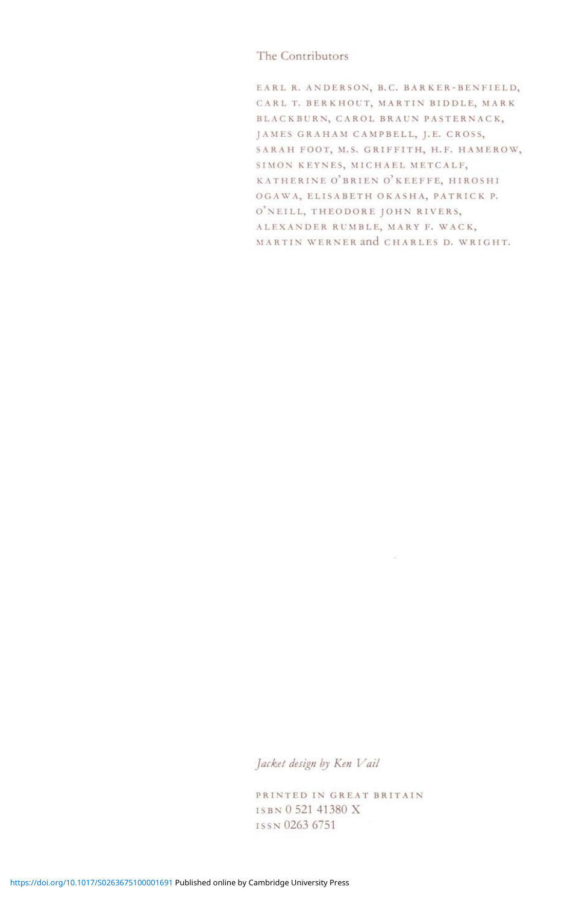## The Contributors

EARL R. ANDERSON, B.C. BARKER-BENFIELD, CARL T. BERKHOUT, MARTIN BIDDLE, MARK BLACKBURN, CAROL BRAUN PASTERNACK, JAMES GRAHAM CAMPBELL, J.E. CROSS, SARAH FOOT, M.S. GRIFFITH, H.F. HAMEROW, SIMON KEYNES, MICHAEL METCALF, KATHERINE O'BRIEN O'KEEFFE, HIROSHI OGAWA, ELISABETH OKASHA, PATRICK P. O'NEILL, THEODORE JOHN RIVERS, ALEXANDER RUMBLE, MARY F. WACK, MARTIN WERNER and CHARLES D. WRIGHT.

*Jacket design by Ken Vail*

PRINTED IN GREAT BRITAIN
ISBN 0 521 41380 X
ISSN 0263 6751

https://doi.org/10.1017/S0263675100001691 Published online by Cambridge University Press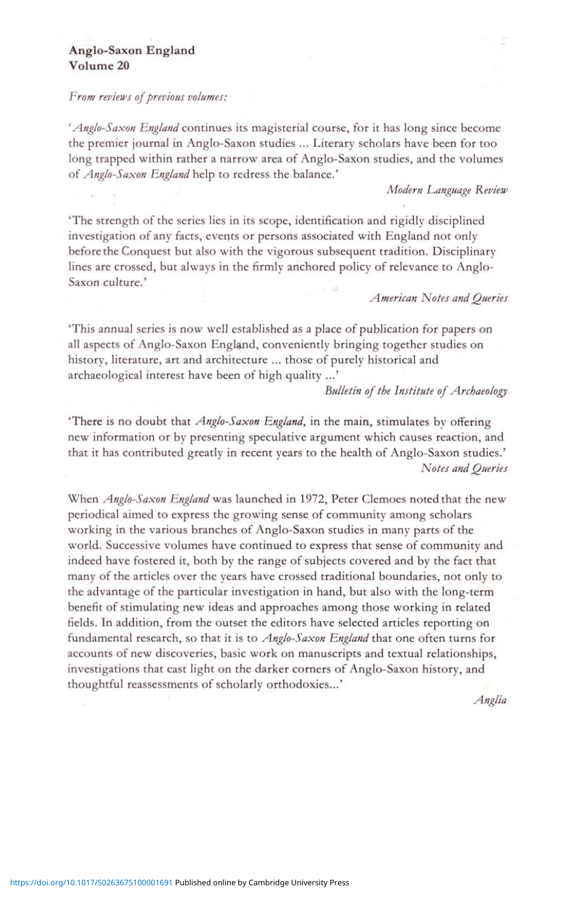**Anglo-Saxon England**
**Volume 20**

*From reviews of previous volumes:*

'*Anglo-Saxon England* continues its magisterial course, for it has long since become the premier journal in Anglo-Saxon studies ... Literary scholars have been for too long trapped within rather a narrow area of Anglo-Saxon studies, and the volumes of *Anglo-Saxon England* help to redress the balance.'

*Modern Language Review*

'The strength of the series lies in its scope, identification and rigidly disciplined investigation of any facts, events or persons associated with England not only before the Conquest but also with the vigorous subsequent tradition. Disciplinary lines are crossed, but always in the firmly anchored policy of relevance to Anglo-Saxon culture.'

*American Notes and Queries*

'This annual series is now well established as a place of publication for papers on all aspects of Anglo-Saxon England, conveniently bringing together studies on history, literature, art and architecture ... those of purely historical and archaeological interest have been of high quality ...'

*Bulletin of the Institute of Archaeology*

'There is no doubt that *Anglo-Saxon England*, in the main, stimulates by offering new information or by presenting speculative argument which causes reaction, and that it has contributed greatly in recent years to the health of Anglo-Saxon studies.'

*Notes and Queries*

When *Anglo-Saxon England* was launched in 1972, Peter Clemoes noted that the new periodical aimed to express the growing sense of community among scholars working in the various branches of Anglo-Saxon studies in many parts of the world. Successive volumes have continued to express that sense of community and indeed have fostered it, both by the range of subjects covered and by the fact that many of the articles over the years have crossed traditional boundaries, not only to the advantage of the particular investigation in hand, but also with the long-term benefit of stimulating new ideas and approaches among those working in related fields. In addition, from the outset the editors have selected articles reporting on fundamental research, so that it is to *Anglo-Saxon England* that one often turns for accounts of new discoveries, basic work on manuscripts and textual relationships, investigations that cast light on the darker corners of Anglo-Saxon history, and thoughtful reassessments of scholarly orthodoxies...'

*Anglia*